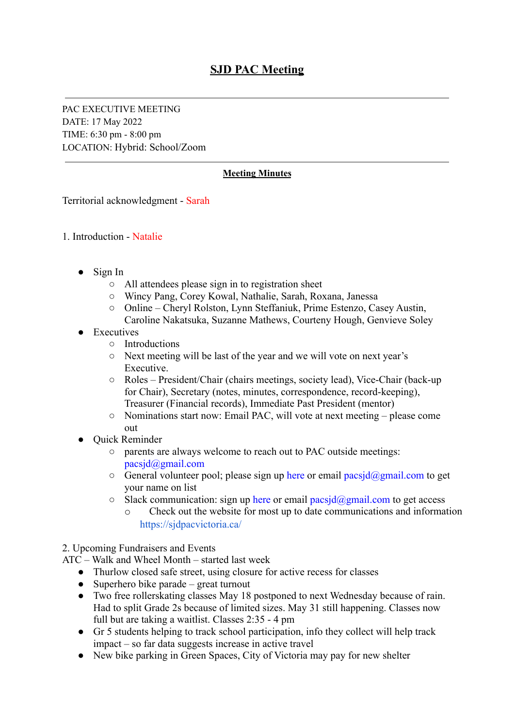# SJD PAC Meeting

---

PAC EXECUTIVE MEETING
DATE: 17 May 2022
TIME: 6:30 pm - 8:00 pm
LOCATION: Hybrid: School/Zoom

---

**Meeting Minutes**

Territorial acknowledgment - Sarah

1. Introduction - Natalie

- Sign In
  - All attendees please sign in to registration sheet
  - Wincy Pang, Corey Kowal, Nathalie, Sarah, Roxana, Janessa
  - Online – Cheryl Rolston, Lynn Steffaniuk, Prime Estenzo, Casey Austin, Caroline Nakatsuka, Suzanne Mathews, Courteny Hough, Genvieve Soley
- Executives
  - Introductions
  - Next meeting will be last of the year and we will vote on next year's Executive.
  - Roles – President/Chair (chairs meetings, society lead), Vice-Chair (back-up for Chair), Secretary (notes, minutes, correspondence, record-keeping), Treasurer (Financial records), Immediate Past President (mentor)
  - Nominations start now: Email PAC, will vote at next meeting – please come out
- Quick Reminder
  - parents are always welcome to reach out to PAC outside meetings: pacsjd@gmail.com
  - General volunteer pool; please sign up here or email pacsjd@gmail.com to get your name on list
  - Slack communication: sign up here or email pacsjd@gmail.com to get access
    - Check out the website for most up to date communications and information https://sjdpacvictoria.ca/

2. Upcoming Fundraisers and Events
ATC – Walk and Wheel Month – started last week

- Thurlow closed safe street, using closure for active recess for classes
- Superhero bike parade – great turnout
- Two free rollerskating classes May 18 postponed to next Wednesday because of rain. Had to split Grade 2s because of limited sizes. May 31 still happening. Classes now full but are taking a waitlist. Classes 2:35 - 4 pm
- Gr 5 students helping to track school participation, info they collect will help track impact – so far data suggests increase in active travel
- New bike parking in Green Spaces, City of Victoria may pay for new shelter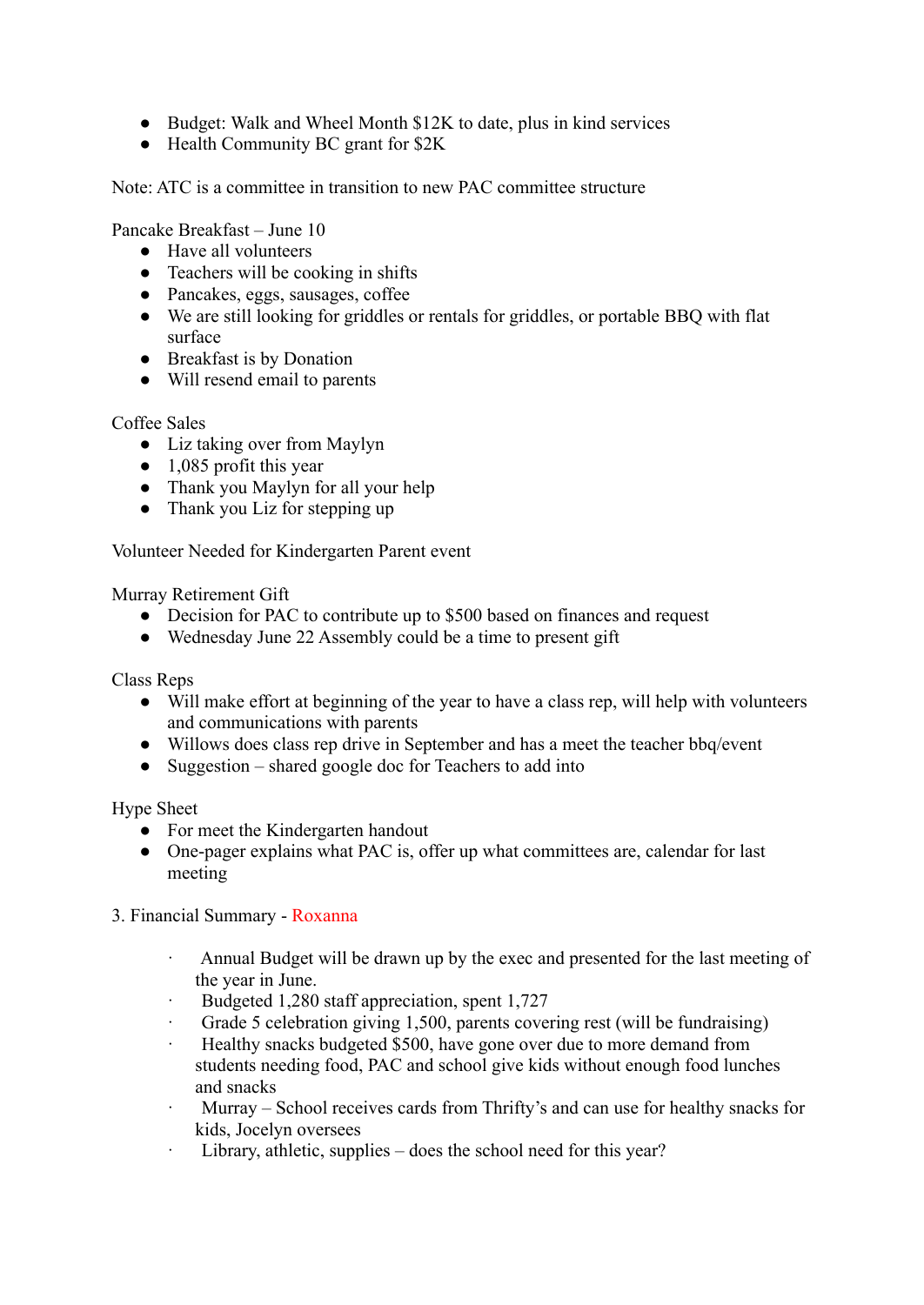- Budget: Walk and Wheel Month $12K to date, plus in kind services
- Health Community BC grant for $2K

Note: ATC is a committee in transition to new PAC committee structure

Pancake Breakfast – June 10

- Have all volunteers
- Teachers will be cooking in shifts
- Pancakes, eggs, sausages, coffee
- We are still looking for griddles or rentals for griddles, or portable BBQ with flat surface
- Breakfast is by Donation
- Will resend email to parents

Coffee Sales

- Liz taking over from Maylyn
- 1,085 profit this year
- Thank you Maylyn for all your help
- Thank you Liz for stepping up

Volunteer Needed for Kindergarten Parent event

Murray Retirement Gift

- Decision for PAC to contribute up to $500 based on finances and request
- Wednesday June 22 Assembly could be a time to present gift

Class Reps

- Will make effort at beginning of the year to have a class rep, will help with volunteers and communications with parents
- Willows does class rep drive in September and has a meet the teacher bbq/event
- Suggestion – shared google doc for Teachers to add into

Hype Sheet

- For meet the Kindergarten handout
- One-pager explains what PAC is, offer up what committees are, calendar for last meeting

3. Financial Summary - Roxanna

- Annual Budget will be drawn up by the exec and presented for the last meeting of the year in June.
- Budgeted 1,280 staff appreciation, spent 1,727
- Grade 5 celebration giving 1,500, parents covering rest (will be fundraising)
- Healthy snacks budgeted $500, have gone over due to more demand from students needing food, PAC and school give kids without enough food lunches and snacks
- Murray – School receives cards from Thrifty's and can use for healthy snacks for kids, Jocelyn oversees
- Library, athletic, supplies – does the school need for this year?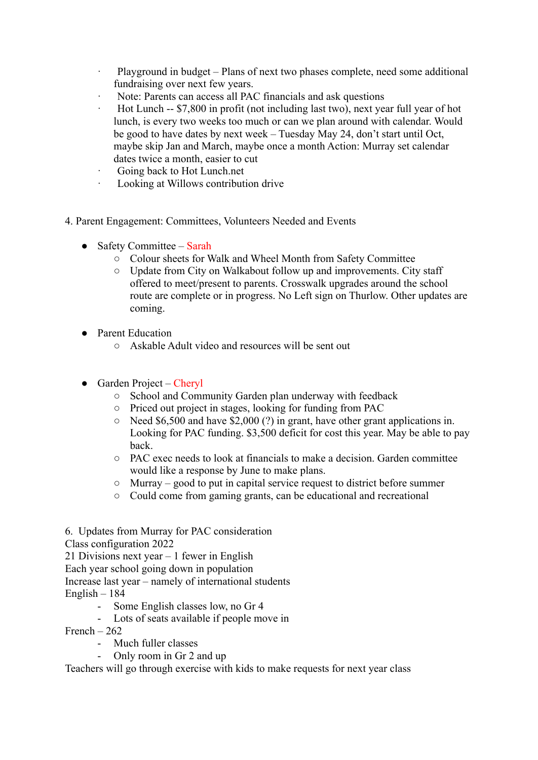- Playground in budget – Plans of next two phases complete, need some additional fundraising over next few years.
- Note: Parents can access all PAC financials and ask questions
- Hot Lunch -- $7,800 in profit (not including last two), next year full year of hot lunch, is every two weeks too much or can we plan around with calendar. Would be good to have dates by next week – Tuesday May 24, don't start until Oct, maybe skip Jan and March, maybe once a month Action: Murray set calendar dates twice a month, easier to cut
- Going back to Hot Lunch.net
- Looking at Willows contribution drive

4. Parent Engagement: Committees, Volunteers Needed and Events

- Safety Committee – Sarah
  - Colour sheets for Walk and Wheel Month from Safety Committee
  - Update from City on Walkabout follow up and improvements. City staff offered to meet/present to parents. Crosswalk upgrades around the school route are complete or in progress. No Left sign on Thurlow. Other updates are coming.

- Parent Education
  - Askable Adult video and resources will be sent out

- Garden Project – Cheryl
  - School and Community Garden plan underway with feedback
  - Priced out project in stages, looking for funding from PAC
  - Need $6,500 and have $2,000 (?) in grant, have other grant applications in. Looking for PAC funding. $3,500 deficit for cost this year. May be able to pay back.
  - PAC exec needs to look at financials to make a decision. Garden committee would like a response by June to make plans.
  - Murray – good to put in capital service request to district before summer
  - Could come from gaming grants, can be educational and recreational

6. Updates from Murray for PAC consideration
Class configuration 2022
21 Divisions next year – 1 fewer in English
Each year school going down in population
Increase last year – namely of international students
English – 184
  - Some English classes low, no Gr 4
  - Lots of seats available if people move in

French – 262
  - Much fuller classes
  - Only room in Gr 2 and up

Teachers will go through exercise with kids to make requests for next year class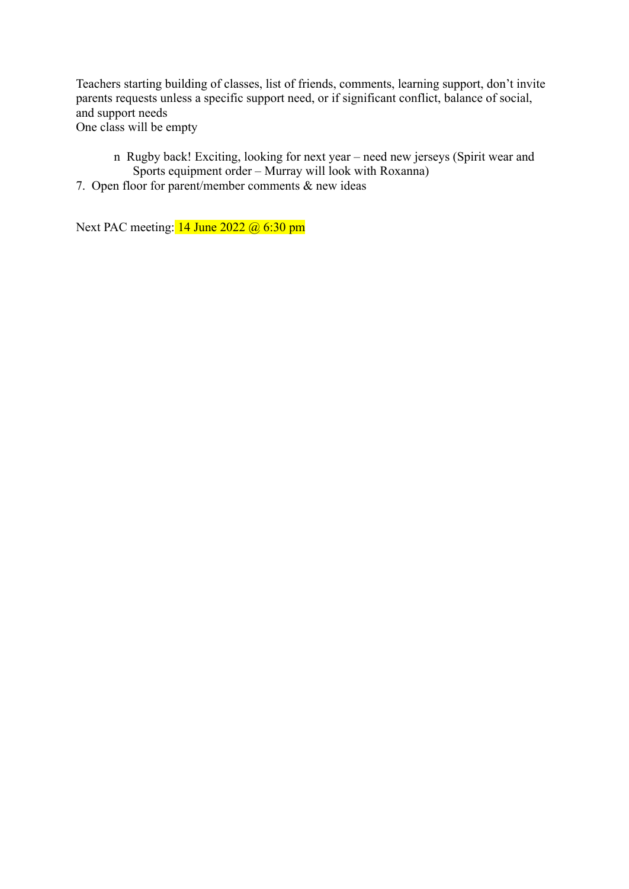Teachers starting building of classes, list of friends, comments, learning support, don't invite parents requests unless a specific support need, or if significant conflict, balance of social, and support needs
One class will be empty

- Rugby back! Exciting, looking for next year – need new jerseys (Spirit wear and Sports equipment order – Murray will look with Roxanna)

7. Open floor for parent/member comments & new ideas

Next PAC meeting: 14 June 2022 @ 6:30 pm